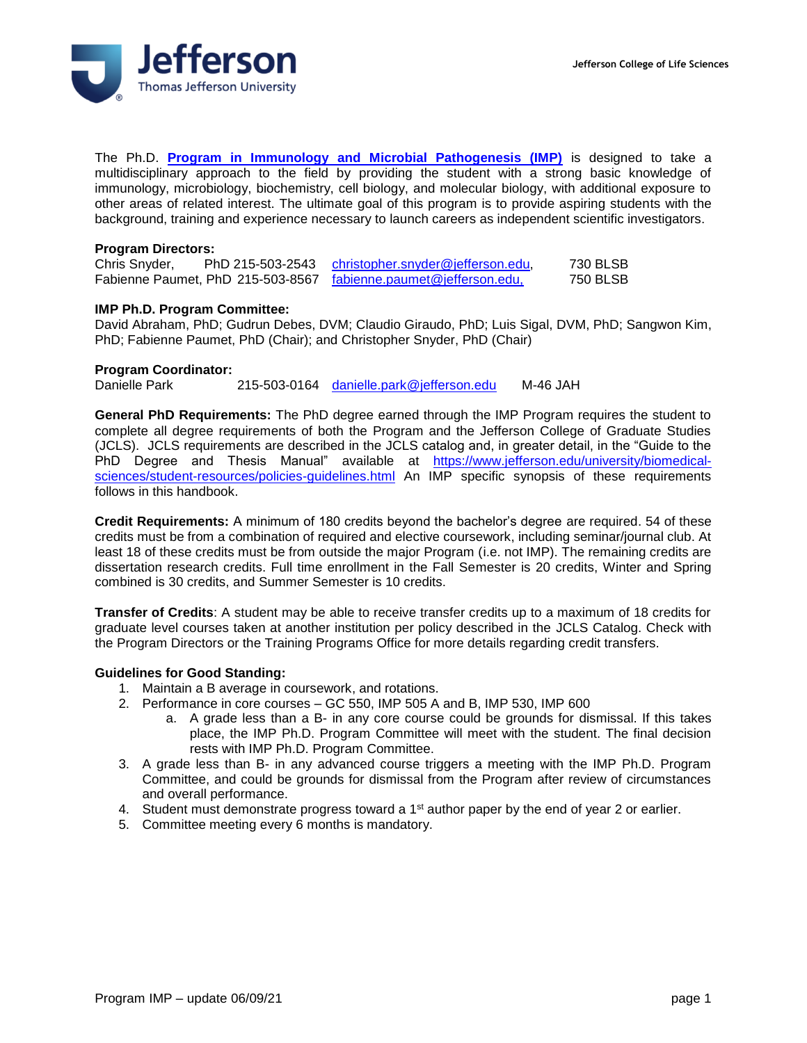The Ph.D. **Program in Immunology and Microbial Pathogenesis (IMP)** is designed to take a multidisciplinary approach to the field by providing the student with a strong basic knowledge of immunology, microbiology, biochemistry, cell biology, and molecular biology, with additional exposure to other areas of related interest. The ultimate goal of this program is to provide aspiring students with the background, training and experience necessary to launch careers as independent scientific investigators.

**Program Directors:**

| | | | |
|---|---|---|---|
| Chris Snyder, PhD | 215-503-2543 | christopher.snyder@jefferson.edu, | 730 BLSB |
| Fabienne Paumet, PhD | 215-503-8567 | fabienne.paumet@jefferson.edu, | 750 BLSB |

**IMP Ph.D. Program Committee:**
David Abraham, PhD; Gudrun Debes, DVM; Claudio Giraudo, PhD; Luis Sigal, DVM, PhD; Sangwon Kim, PhD; Fabienne Paumet, PhD (Chair); and Christopher Snyder, PhD (Chair)

**Program Coordinator:**

| | | | |
|---|---|---|---|
| Danielle Park | 215-503-0164 | danielle.park@jefferson.edu | M-46 JAH |

**General PhD Requirements:** The PhD degree earned through the IMP Program requires the student to complete all degree requirements of both the Program and the Jefferson College of Graduate Studies (JCLS). JCLS requirements are described in the JCLS catalog and, in greater detail, in the "Guide to the PhD Degree and Thesis Manual" available at https://www.jefferson.edu/university/biomedical-sciences/student-resources/policies-guidelines.html An IMP specific synopsis of these requirements follows in this handbook.

**Credit Requirements:** A minimum of 180 credits beyond the bachelor's degree are required. 54 of these credits must be from a combination of required and elective coursework, including seminar/journal club. At least 18 of these credits must be from outside the major Program (i.e. not IMP). The remaining credits are dissertation research credits. Full time enrollment in the Fall Semester is 20 credits, Winter and Spring combined is 30 credits, and Summer Semester is 10 credits.

**Transfer of Credits**: A student may be able to receive transfer credits up to a maximum of 18 credits for graduate level courses taken at another institution per policy described in the JCLS Catalog. Check with the Program Directors or the Training Programs Office for more details regarding credit transfers.

**Guidelines for Good Standing:**

1. Maintain a B average in coursework, and rotations.
2. Performance in core courses – GC 550, IMP 505 A and B, IMP 530, IMP 600
   a. A grade less than a B- in any core course could be grounds for dismissal. If this takes place, the IMP Ph.D. Program Committee will meet with the student. The final decision rests with IMP Ph.D. Program Committee.
3. A grade less than B- in any advanced course triggers a meeting with the IMP Ph.D. Program Committee, and could be grounds for dismissal from the Program after review of circumstances and overall performance.
4. Student must demonstrate progress toward a 1st author paper by the end of year 2 or earlier.
5. Committee meeting every 6 months is mandatory.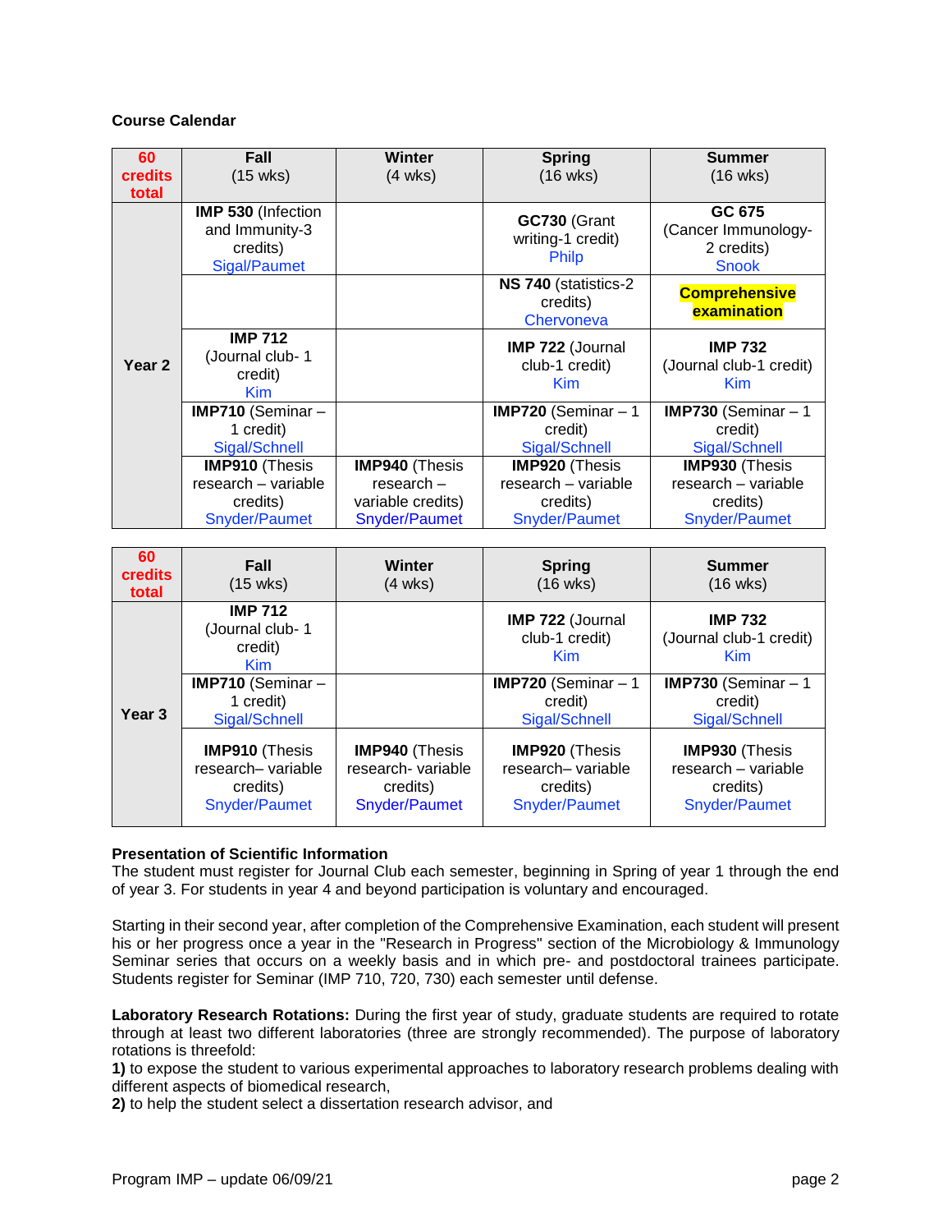**Course Calendar**

| 60 credits total | Fall (15 wks) | Winter (4 wks) | Spring (16 wks) | Summer (16 wks) |
|---|---|---|---|---|
| Year 2 | **IMP 530** (Infection and Immunity-3 credits) Sigal/Paumet | | **GC730** (Grant writing-1 credit) Philp | **GC 675** (Cancer Immunology-2 credits) Snook |
| | | | **NS 740** (statistics-2 credits) Chervoneva | **Comprehensive examination** |
| | **IMP 712** (Journal club- 1 credit) Kim | | **IMP 722** (Journal club-1 credit) Kim | **IMP 732** (Journal club-1 credit) Kim |
| | **IMP710** (Seminar – 1 credit) Sigal/Schnell | | **IMP720** (Seminar – 1 credit) Sigal/Schnell | **IMP730** (Seminar – 1 credit) Sigal/Schnell |
| | **IMP910** (Thesis research – variable credits) Snyder/Paumet | **IMP940** (Thesis research – variable credits) Snyder/Paumet | **IMP920** (Thesis research – variable credits) Snyder/Paumet | **IMP930** (Thesis research – variable credits) Snyder/Paumet |

| 60 credits total | Fall (15 wks) | Winter (4 wks) | Spring (16 wks) | Summer (16 wks) |
|---|---|---|---|---|
| Year 3 | **IMP 712** (Journal club- 1 credit) Kim | | **IMP 722** (Journal club-1 credit) Kim | **IMP 732** (Journal club-1 credit) Kim |
| | **IMP710** (Seminar – 1 credit) Sigal/Schnell | | **IMP720** (Seminar – 1 credit) Sigal/Schnell | **IMP730** (Seminar – 1 credit) Sigal/Schnell |
| | **IMP910** (Thesis research– variable credits) Snyder/Paumet | **IMP940** (Thesis research- variable credits) Snyder/Paumet | **IMP920** (Thesis research– variable credits) Snyder/Paumet | **IMP930** (Thesis research – variable credits) Snyder/Paumet |

**Presentation of Scientific Information**

The student must register for Journal Club each semester, beginning in Spring of year 1 through the end of year 3. For students in year 4 and beyond participation is voluntary and encouraged.

Starting in their second year, after completion of the Comprehensive Examination, each student will present his or her progress once a year in the "Research in Progress" section of the Microbiology & Immunology Seminar series that occurs on a weekly basis and in which pre- and postdoctoral trainees participate. Students register for Seminar (IMP 710, 720, 730) each semester until defense.

**Laboratory Research Rotations:** During the first year of study, graduate students are required to rotate through at least two different laboratories (three are strongly recommended). The purpose of laboratory rotations is threefold:

**1)** to expose the student to various experimental approaches to laboratory research problems dealing with different aspects of biomedical research,

**2)** to help the student select a dissertation research advisor, and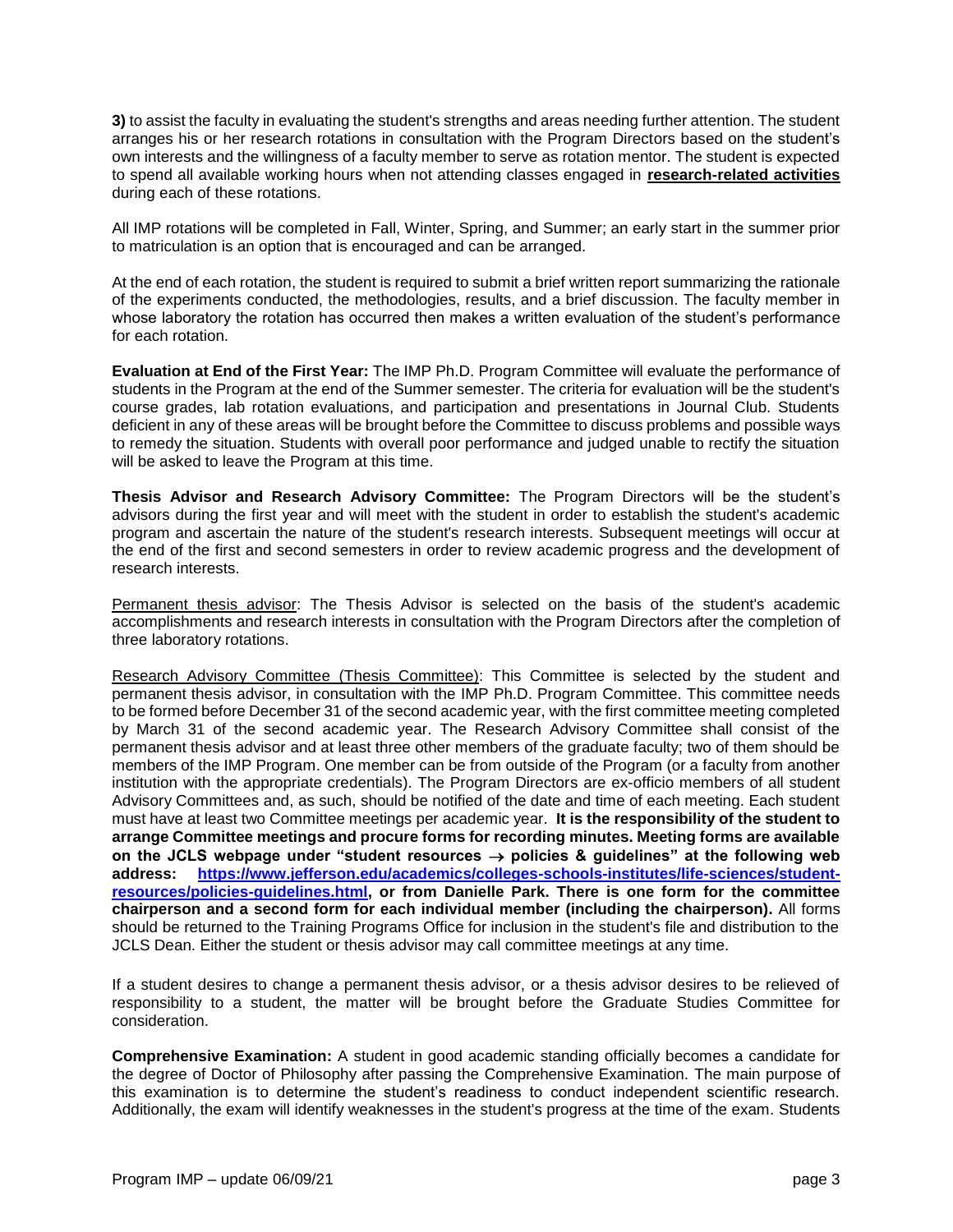**3)** to assist the faculty in evaluating the student's strengths and areas needing further attention. The student arranges his or her research rotations in consultation with the Program Directors based on the student's own interests and the willingness of a faculty member to serve as rotation mentor. The student is expected to spend all available working hours when not attending classes engaged in **research-related activities** during each of these rotations.

All IMP rotations will be completed in Fall, Winter, Spring, and Summer; an early start in the summer prior to matriculation is an option that is encouraged and can be arranged.

At the end of each rotation, the student is required to submit a brief written report summarizing the rationale of the experiments conducted, the methodologies, results, and a brief discussion. The faculty member in whose laboratory the rotation has occurred then makes a written evaluation of the student's performance for each rotation.

**Evaluation at End of the First Year:** The IMP Ph.D. Program Committee will evaluate the performance of students in the Program at the end of the Summer semester. The criteria for evaluation will be the student's course grades, lab rotation evaluations, and participation and presentations in Journal Club. Students deficient in any of these areas will be brought before the Committee to discuss problems and possible ways to remedy the situation. Students with overall poor performance and judged unable to rectify the situation will be asked to leave the Program at this time.

**Thesis Advisor and Research Advisory Committee:** The Program Directors will be the student's advisors during the first year and will meet with the student in order to establish the student's academic program and ascertain the nature of the student's research interests. Subsequent meetings will occur at the end of the first and second semesters in order to review academic progress and the development of research interests.

Permanent thesis advisor: The Thesis Advisor is selected on the basis of the student's academic accomplishments and research interests in consultation with the Program Directors after the completion of three laboratory rotations.

Research Advisory Committee (Thesis Committee): This Committee is selected by the student and permanent thesis advisor, in consultation with the IMP Ph.D. Program Committee. This committee needs to be formed before December 31 of the second academic year, with the first committee meeting completed by March 31 of the second academic year. The Research Advisory Committee shall consist of the permanent thesis advisor and at least three other members of the graduate faculty; two of them should be members of the IMP Program. One member can be from outside of the Program (or a faculty from another institution with the appropriate credentials). The Program Directors are ex-officio members of all student Advisory Committees and, as such, should be notified of the date and time of each meeting. Each student must have at least two Committee meetings per academic year. **It is the responsibility of the student to arrange Committee meetings and procure forms for recording minutes. Meeting forms are available on the JCLS webpage under "student resources → policies & guidelines" at the following web address: https://www.jefferson.edu/academics/colleges-schools-institutes/life-sciences/student-resources/policies-guidelines.html, or from Danielle Park. There is one form for the committee chairperson and a second form for each individual member (including the chairperson).** All forms should be returned to the Training Programs Office for inclusion in the student's file and distribution to the JCLS Dean. Either the student or thesis advisor may call committee meetings at any time.

If a student desires to change a permanent thesis advisor, or a thesis advisor desires to be relieved of responsibility to a student, the matter will be brought before the Graduate Studies Committee for consideration.

**Comprehensive Examination:** A student in good academic standing officially becomes a candidate for the degree of Doctor of Philosophy after passing the Comprehensive Examination. The main purpose of this examination is to determine the student's readiness to conduct independent scientific research. Additionally, the exam will identify weaknesses in the student's progress at the time of the exam. Students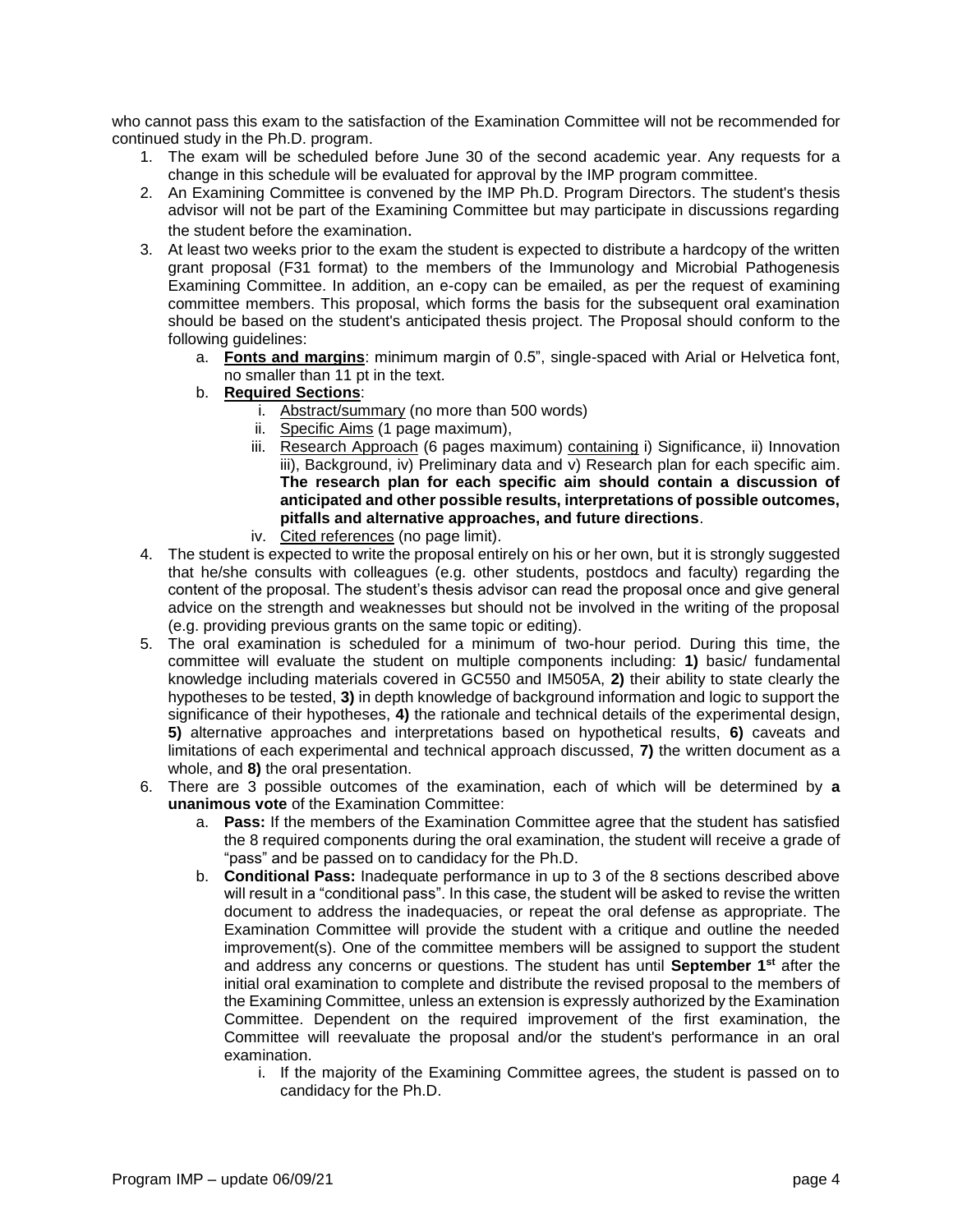who cannot pass this exam to the satisfaction of the Examination Committee will not be recommended for continued study in the Ph.D. program.

1. The exam will be scheduled before June 30 of the second academic year. Any requests for a change in this schedule will be evaluated for approval by the IMP program committee.
2. An Examining Committee is convened by the IMP Ph.D. Program Directors. The student's thesis advisor will not be part of the Examining Committee but may participate in discussions regarding the student before the examination.
3. At least two weeks prior to the exam the student is expected to distribute a hardcopy of the written grant proposal (F31 format) to the members of the Immunology and Microbial Pathogenesis Examining Committee. In addition, an e-copy can be emailed, as per the request of examining committee members. This proposal, which forms the basis for the subsequent oral examination should be based on the student's anticipated thesis project. The Proposal should conform to the following guidelines:
   a. **Fonts and margins**: minimum margin of 0.5", single-spaced with Arial or Helvetica font, no smaller than 11 pt in the text.
   b. **Required Sections**:
      i. Abstract/summary (no more than 500 words)
      ii. Specific Aims (1 page maximum),
      iii. Research Approach (6 pages maximum) containing i) Significance, ii) Innovation iii), Background, iv) Preliminary data and v) Research plan for each specific aim. **The research plan for each specific aim should contain a discussion of anticipated and other possible results, interpretations of possible outcomes, pitfalls and alternative approaches, and future directions**.
      iv. Cited references (no page limit).
4. The student is expected to write the proposal entirely on his or her own, but it is strongly suggested that he/she consults with colleagues (e.g. other students, postdocs and faculty) regarding the content of the proposal. The student's thesis advisor can read the proposal once and give general advice on the strength and weaknesses but should not be involved in the writing of the proposal (e.g. providing previous grants on the same topic or editing).
5. The oral examination is scheduled for a minimum of two-hour period. During this time, the committee will evaluate the student on multiple components including: **1)** basic/ fundamental knowledge including materials covered in GC550 and IM505A, **2)** their ability to state clearly the hypotheses to be tested, **3)** in depth knowledge of background information and logic to support the significance of their hypotheses, **4)** the rationale and technical details of the experimental design, **5)** alternative approaches and interpretations based on hypothetical results, **6)** caveats and limitations of each experimental and technical approach discussed, **7)** the written document as a whole, and **8)** the oral presentation.
6. There are 3 possible outcomes of the examination, each of which will be determined by **a unanimous vote** of the Examination Committee:
   a. **Pass:** If the members of the Examination Committee agree that the student has satisfied the 8 required components during the oral examination, the student will receive a grade of "pass" and be passed on to candidacy for the Ph.D.
   b. **Conditional Pass:** Inadequate performance in up to 3 of the 8 sections described above will result in a "conditional pass". In this case, the student will be asked to revise the written document to address the inadequacies, or repeat the oral defense as appropriate. The Examination Committee will provide the student with a critique and outline the needed improvement(s). One of the committee members will be assigned to support the student and address any concerns or questions. The student has until **September 1st** after the initial oral examination to complete and distribute the revised proposal to the members of the Examining Committee, unless an extension is expressly authorized by the Examination Committee. Dependent on the required improvement of the first examination, the Committee will reevaluate the proposal and/or the student's performance in an oral examination.
      i. If the majority of the Examining Committee agrees, the student is passed on to candidacy for the Ph.D.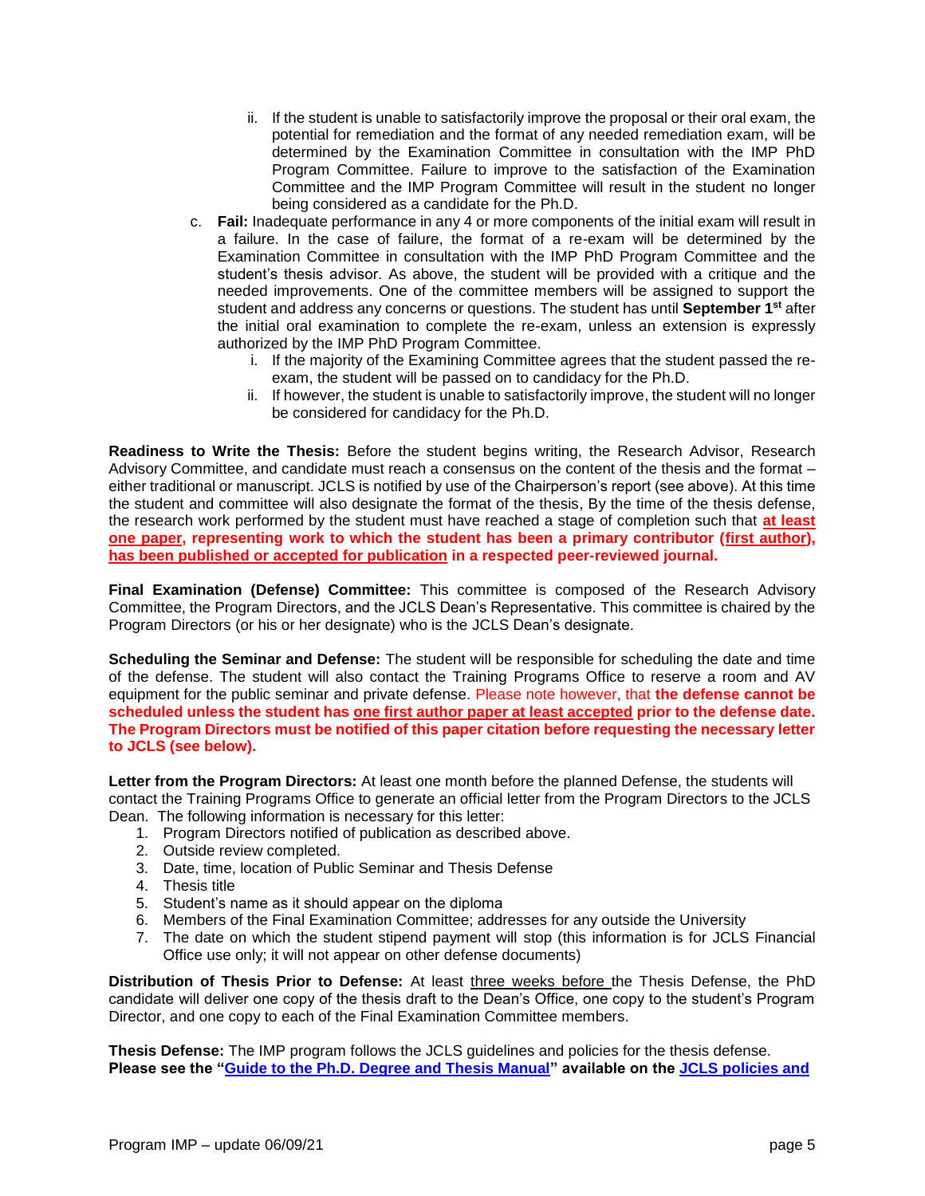ii. If the student is unable to satisfactorily improve the proposal or their oral exam, the potential for remediation and the format of any needed remediation exam, will be determined by the Examination Committee in consultation with the IMP PhD Program Committee. Failure to improve to the satisfaction of the Examination Committee and the IMP Program Committee will result in the student no longer being considered as a candidate for the Ph.D.

c. **Fail:** Inadequate performance in any 4 or more components of the initial exam will result in a failure. In the case of failure, the format of a re-exam will be determined by the Examination Committee in consultation with the IMP PhD Program Committee and the student's thesis advisor. As above, the student will be provided with a critique and the needed improvements. One of the committee members will be assigned to support the student and address any concerns or questions. The student has until **September 1st** after the initial oral examination to complete the re-exam, unless an extension is expressly authorized by the IMP PhD Program Committee.
   i. If the majority of the Examining Committee agrees that the student passed the re-exam, the student will be passed on to candidacy for the Ph.D.
   ii. If however, the student is unable to satisfactorily improve, the student will no longer be considered for candidacy for the Ph.D.

**Readiness to Write the Thesis:** Before the student begins writing, the Research Advisor, Research Advisory Committee, and candidate must reach a consensus on the content of the thesis and the format – either traditional or manuscript. JCLS is notified by use of the Chairperson's report (see above). At this time the student and committee will also designate the format of the thesis, By the time of the thesis defense, the research work performed by the student must have reached a stage of completion such that **at least one paper, representing work to which the student has been a primary contributor (first author), has been published or accepted for publication in a respected peer-reviewed journal.**

**Final Examination (Defense) Committee:** This committee is composed of the Research Advisory Committee, the Program Directors, and the JCLS Dean's Representative. This committee is chaired by the Program Directors (or his or her designate) who is the JCLS Dean's designate.

**Scheduling the Seminar and Defense:** The student will be responsible for scheduling the date and time of the defense. The student will also contact the Training Programs Office to reserve a room and AV equipment for the public seminar and private defense. Please note however, that **the defense cannot be scheduled unless the student has one first author paper at least accepted prior to the defense date. The Program Directors must be notified of this paper citation before requesting the necessary letter to JCLS (see below).**

**Letter from the Program Directors:** At least one month before the planned Defense, the students will contact the Training Programs Office to generate an official letter from the Program Directors to the JCLS Dean. The following information is necessary for this letter:

1. Program Directors notified of publication as described above.
2. Outside review completed.
3. Date, time, location of Public Seminar and Thesis Defense
4. Thesis title
5. Student's name as it should appear on the diploma
6. Members of the Final Examination Committee; addresses for any outside the University
7. The date on which the student stipend payment will stop (this information is for JCLS Financial Office use only; it will not appear on other defense documents)

**Distribution of Thesis Prior to Defense:** At least three weeks before the Thesis Defense, the PhD candidate will deliver one copy of the thesis draft to the Dean's Office, one copy to the student's Program Director, and one copy to each of the Final Examination Committee members.

**Thesis Defense:** The IMP program follows the JCLS guidelines and policies for the thesis defense.
**Please see the "Guide to the Ph.D. Degree and Thesis Manual" available on the JCLS policies and**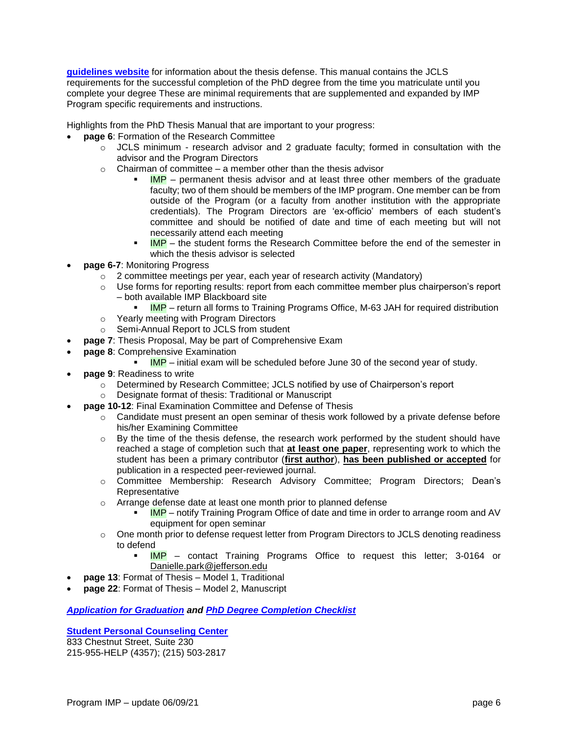**guidelines website** for information about the thesis defense. This manual contains the JCLS requirements for the successful completion of the PhD degree from the time you matriculate until you complete your degree These are minimal requirements that are supplemented and expanded by IMP Program specific requirements and instructions.

Highlights from the PhD Thesis Manual that are important to your progress:

- **page 6**: Formation of the Research Committee
  - JCLS minimum - research advisor and 2 graduate faculty; formed in consultation with the advisor and the Program Directors
  - Chairman of committee – a member other than the thesis advisor
    - IMP – permanent thesis advisor and at least three other members of the graduate faculty; two of them should be members of the IMP program. One member can be from outside of the Program (or a faculty from another institution with the appropriate credentials). The Program Directors are 'ex-officio' members of each student's committee and should be notified of date and time of each meeting but will not necessarily attend each meeting
    - IMP – the student forms the Research Committee before the end of the semester in which the thesis advisor is selected
- **page 6-7**: Monitoring Progress
  - 2 committee meetings per year, each year of research activity (Mandatory)
  - Use forms for reporting results: report from each committee member plus chairperson's report – both available IMP Blackboard site
    - IMP – return all forms to Training Programs Office, M-63 JAH for required distribution
  - Yearly meeting with Program Directors
  - Semi-Annual Report to JCLS from student
- **page 7**: Thesis Proposal, May be part of Comprehensive Exam
- **page 8**: Comprehensive Examination
    - IMP – initial exam will be scheduled before June 30 of the second year of study.
- **page 9**: Readiness to write
  - Determined by Research Committee; JCLS notified by use of Chairperson's report
  - Designate format of thesis: Traditional or Manuscript
- **page 10-12**: Final Examination Committee and Defense of Thesis
  - Candidate must present an open seminar of thesis work followed by a private defense before his/her Examining Committee
  - By the time of the thesis defense, the research work performed by the student should have reached a stage of completion such that **at least one paper**, representing work to which the student has been a primary contributor (**first author**), **has been published or accepted** for publication in a respected peer-reviewed journal.
  - Committee Membership: Research Advisory Committee; Program Directors; Dean's Representative
  - Arrange defense date at least one month prior to planned defense
    - IMP – notify Training Program Office of date and time in order to arrange room and AV equipment for open seminar
  - One month prior to defense request letter from Program Directors to JCLS denoting readiness to defend
    - IMP – contact Training Programs Office to request this letter; 3-0164 or Danielle.park@jefferson.edu
- **page 13**: Format of Thesis – Model 1, Traditional
- **page 22**: Format of Thesis – Model 2, Manuscript

***Application for Graduation* and *PhD Degree Completion Checklist***

**Student Personal Counseling Center**
833 Chestnut Street, Suite 230
215-955-HELP (4357); (215) 503-2817